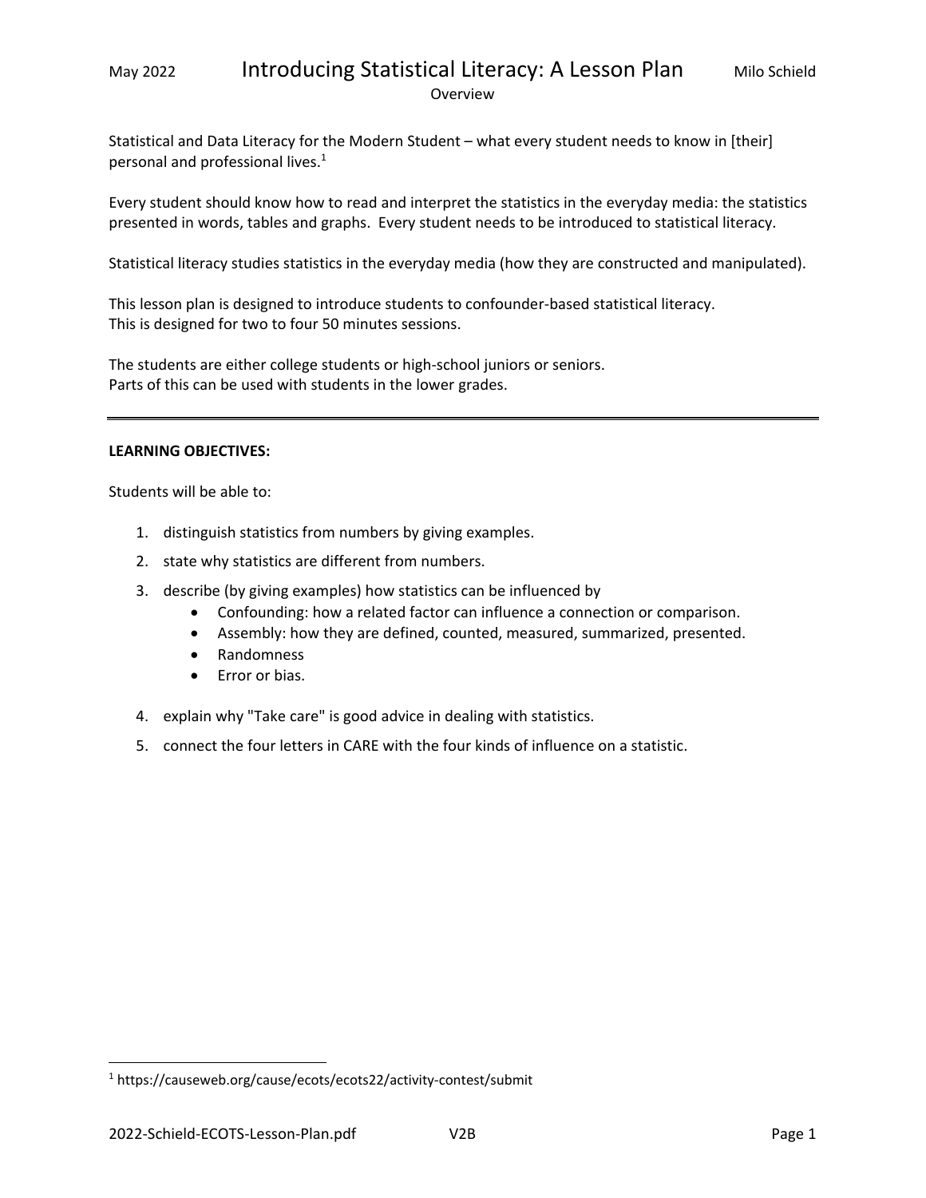# Introducing Statistical Literacy: A Lesson Plan

May 2022 — Milo Schield

Overview

Statistical and Data Literacy for the Modern Student – what every student needs to know in [their] personal and professional lives.[1]

Every student should know how to read and interpret the statistics in the everyday media: the statistics presented in words, tables and graphs. Every student needs to be introduced to statistical literacy.

Statistical literacy studies statistics in the everyday media (how they are constructed and manipulated).

This lesson plan is designed to introduce students to confounder-based statistical literacy.
This is designed for two to four 50 minutes sessions.

The students are either college students or high-school juniors or seniors.
Parts of this can be used with students in the lower grades.

---

**LEARNING OBJECTIVES:**

Students will be able to:

1. distinguish statistics from numbers by giving examples.
2. state why statistics are different from numbers.
3. describe (by giving examples) how statistics can be influenced by
   - Confounding: how a related factor can influence a connection or comparison.
   - Assembly: how they are defined, counted, measured, summarized, presented.
   - Randomness
   - Error or bias.
4. explain why "Take care" is good advice in dealing with statistics.
5. connect the four letters in CARE with the four kinds of influence on a statistic.

---

[1] https://causeweb.org/cause/ecots/ecots22/activity-contest/submit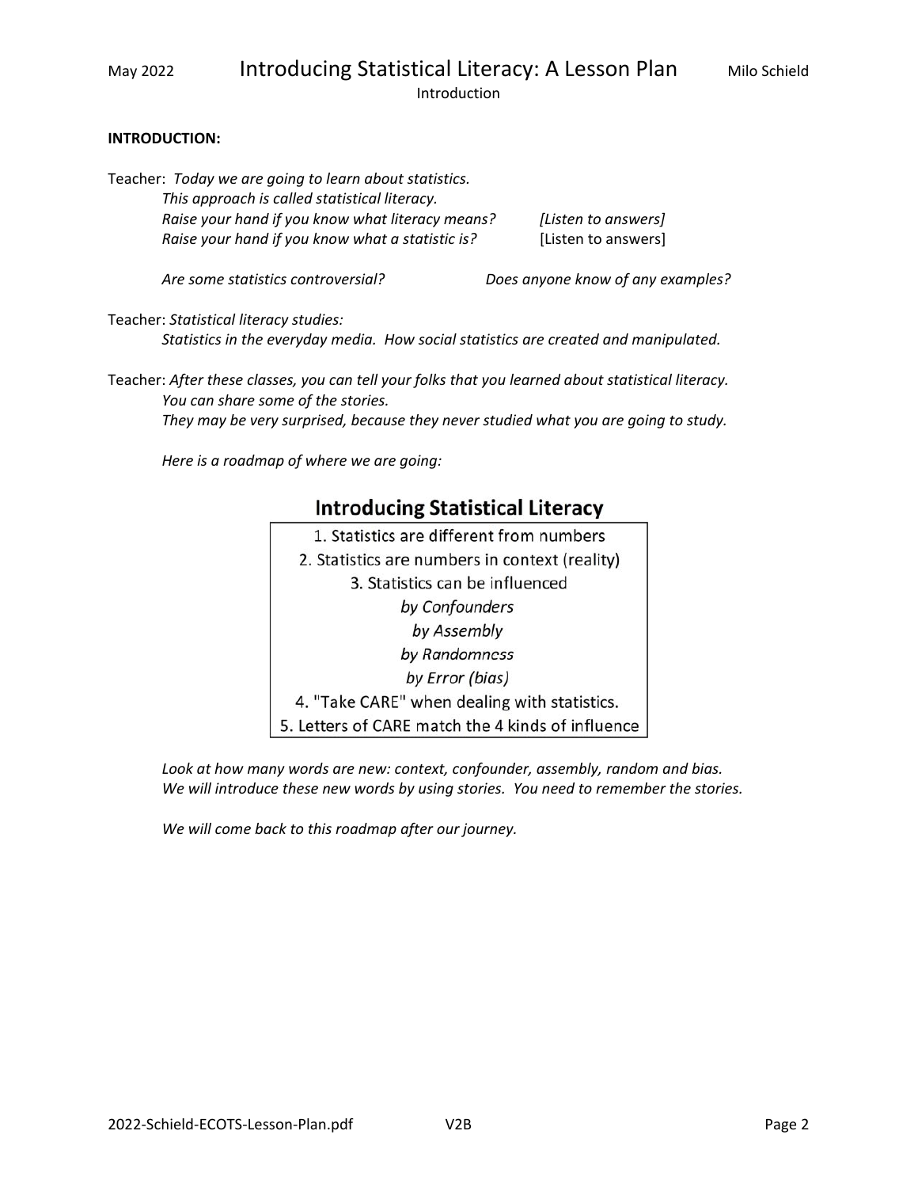**INTRODUCTION:**

Teacher: *Today we are going to learn about statistics.*
*This approach is called statistical literacy.*
*Raise your hand if you know what literacy means?* *[Listen to answers]*
*Raise your hand if you know what a statistic is?* [Listen to answers]

*Are some statistics controversial?* *Does anyone know of any examples?*

Teacher: *Statistical literacy studies:*
*Statistics in the everyday media. How social statistics are created and manipulated.*

Teacher: *After these classes, you can tell your folks that you learned about statistical literacy.*
*You can share some of the stories.*
*They may be very surprised, because they never studied what you are going to study.*

*Here is a roadmap of where we are going:*

**Introducing Statistical Literacy**

| |
|---|
| 1. Statistics are different from numbers |
| 2. Statistics are numbers in context (reality) |
| 3. Statistics can be influenced |
| *by Confounders* |
| *by Assembly* |
| *by Randomness* |
| *by Error (bias)* |
| 4. "Take CARE" when dealing with statistics. |
| 5. Letters of CARE match the 4 kinds of influence |

*Look at how many words are new: context, confounder, assembly, random and bias.*
*We will introduce these new words by using stories. You need to remember the stories.*

*We will come back to this roadmap after our journey.*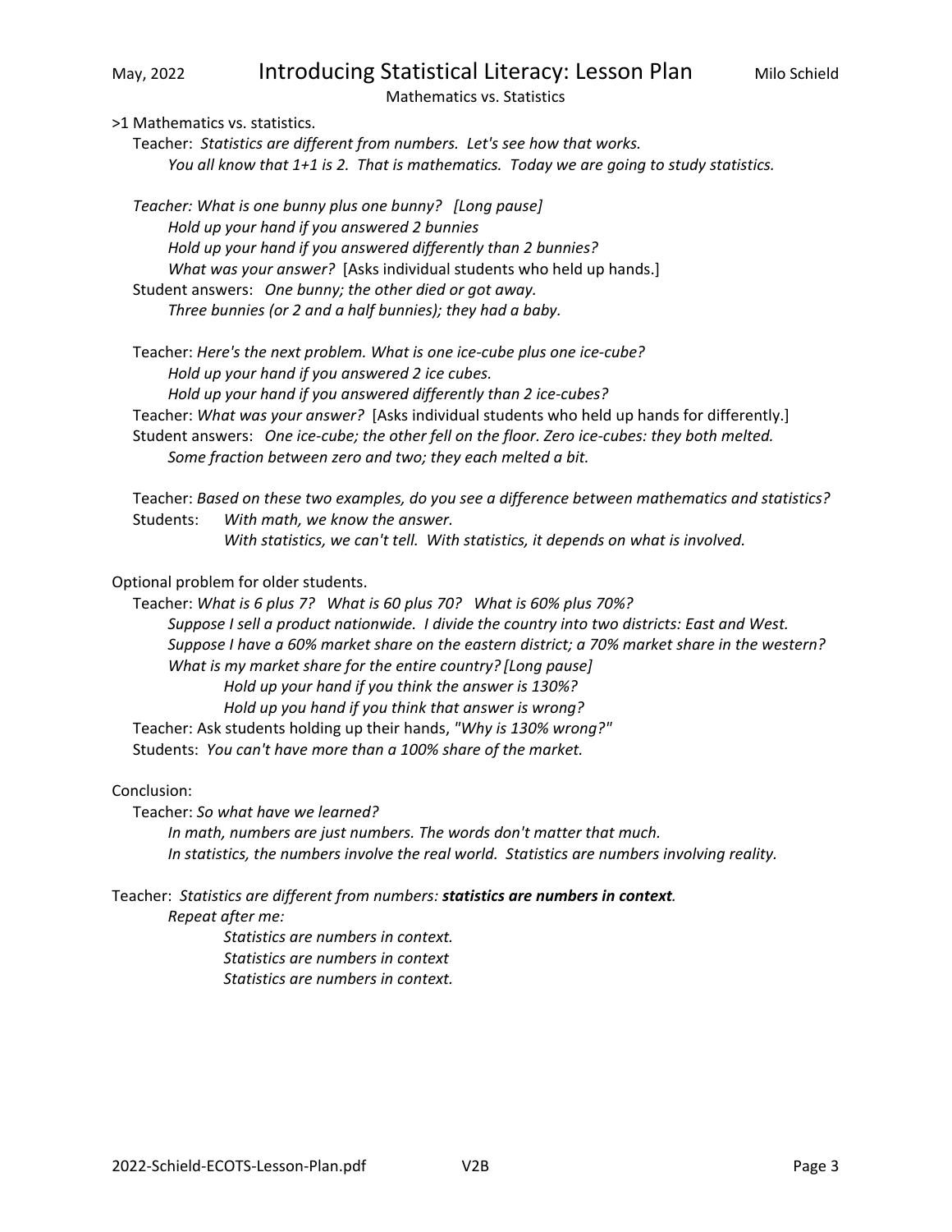## Mathematics vs. Statistics

>1 Mathematics vs. statistics.

Teacher: *Statistics are different from numbers. Let's see how that works.*
*You all know that 1+1 is 2. That is mathematics. Today we are going to study statistics.*

*Teacher: What is one bunny plus one bunny? [Long pause]*
*Hold up your hand if you answered 2 bunnies*
*Hold up your hand if you answered differently than 2 bunnies?*
*What was your answer?* [Asks individual students who held up hands.]

Student answers: *One bunny; the other died or got away.*
*Three bunnies (or 2 and a half bunnies); they had a baby.*

Teacher: *Here's the next problem. What is one ice-cube plus one ice-cube?*
*Hold up your hand if you answered 2 ice cubes.*
*Hold up your hand if you answered differently than 2 ice-cubes?*

Teacher: *What was your answer?* [Asks individual students who held up hands for differently.]

Student answers: *One ice-cube; the other fell on the floor. Zero ice-cubes: they both melted.*
*Some fraction between zero and two; they each melted a bit.*

Teacher: *Based on these two examples, do you see a difference between mathematics and statistics?*

Students: *With math, we know the answer.*
*With statistics, we can't tell. With statistics, it depends on what is involved.*

Optional problem for older students.

Teacher: *What is 6 plus 7? What is 60 plus 70? What is 60% plus 70%?*
*Suppose I sell a product nationwide. I divide the country into two districts: East and West.*
*Suppose I have a 60% market share on the eastern district; a 70% market share in the western?*
*What is my market share for the entire country? [Long pause]*
*Hold up your hand if you think the answer is 130%?*
*Hold up you hand if you think that answer is wrong?*

Teacher: Ask students holding up their hands, *"Why is 130% wrong?"*

Students: *You can't have more than a 100% share of the market.*

Conclusion:

Teacher: *So what have we learned?*
*In math, numbers are just numbers. The words don't matter that much.*
*In statistics, the numbers involve the real world. Statistics are numbers involving reality.*

Teacher: *Statistics are different from numbers:* ***statistics are numbers in context****.*
*Repeat after me:*
*Statistics are numbers in context.*
*Statistics are numbers in context*
*Statistics are numbers in context.*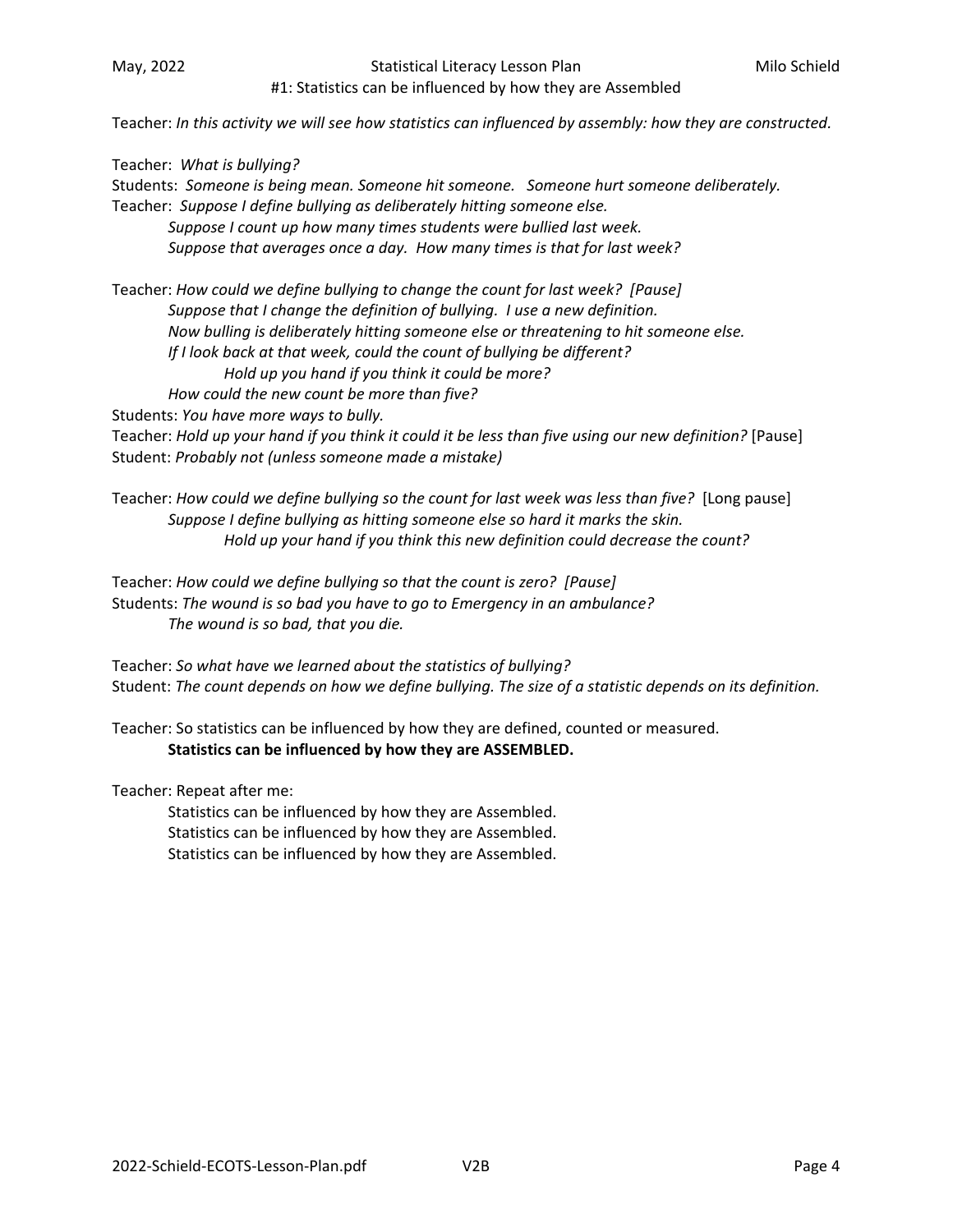#1: Statistics can be influenced by how they are Assembled

Teacher: *In this activity we will see how statistics can influenced by assembly: how they are constructed.*

Teacher: *What is bullying?*
Students: *Someone is being mean. Someone hit someone. Someone hurt someone deliberately.*
Teacher: *Suppose I define bullying as deliberately hitting someone else.*
*Suppose I count up how many times students were bullied last week.*
*Suppose that averages once a day. How many times is that for last week?*

Teacher: *How could we define bullying to change the count for last week? [Pause]*
*Suppose that I change the definition of bullying. I use a new definition.*
*Now bulling is deliberately hitting someone else or threatening to hit someone else.*
*If I look back at that week, could the count of bullying be different?*
*Hold up you hand if you think it could be more?*
*How could the new count be more than five?*
Students: *You have more ways to bully.*
Teacher: *Hold up your hand if you think it could it be less than five using our new definition?* [Pause]
Student: *Probably not (unless someone made a mistake)*

Teacher: *How could we define bullying so the count for last week was less than five?* [Long pause]
*Suppose I define bullying as hitting someone else so hard it marks the skin.*
*Hold up your hand if you think this new definition could decrease the count?*

Teacher: *How could we define bullying so that the count is zero? [Pause]*
Students: *The wound is so bad you have to go to Emergency in an ambulance?*
*The wound is so bad, that you die.*

Teacher: *So what have we learned about the statistics of bullying?*
Student: *The count depends on how we define bullying. The size of a statistic depends on its definition.*

Teacher: So statistics can be influenced by how they are defined, counted or measured.
**Statistics can be influenced by how they are ASSEMBLED.**

Teacher: Repeat after me:
Statistics can be influenced by how they are Assembled.
Statistics can be influenced by how they are Assembled.
Statistics can be influenced by how they are Assembled.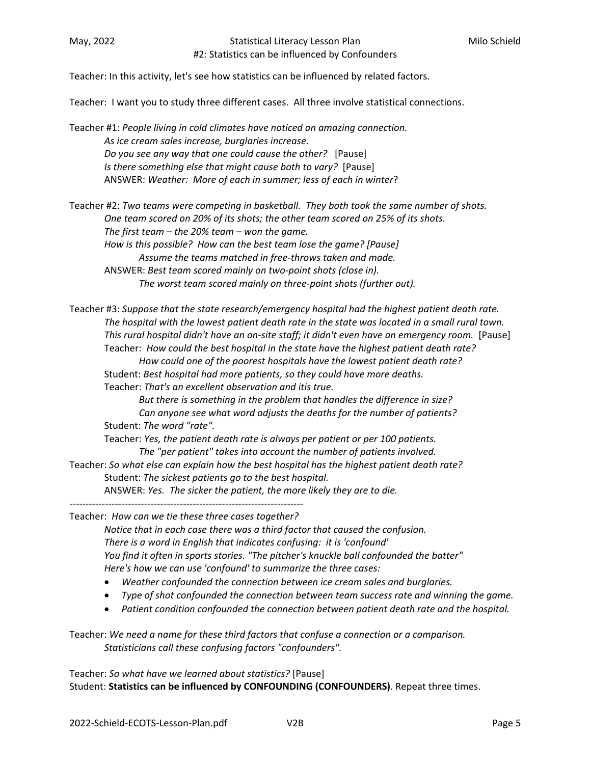## #2: Statistics can be influenced by Confounders

Teacher: In this activity, let's see how statistics can be influenced by related factors.

Teacher: I want you to study three different cases. All three involve statistical connections.

Teacher #1: *People living in cold climates have noticed an amazing connection.*
*As ice cream sales increase, burglaries increase.*
*Do you see any way that one could cause the other?* [Pause]
*Is there something else that might cause both to vary?* [Pause]
ANSWER: *Weather: More of each in summer; less of each in winter*?

Teacher #2: *Two teams were competing in basketball. They both took the same number of shots.*
*One team scored on 20% of its shots; the other team scored on 25% of its shots.*
*The first team – the 20% team – won the game.*
*How is this possible? How can the best team lose the game? [Pause]*
*Assume the teams matched in free-throws taken and made.*
ANSWER: *Best team scored mainly on two-point shots (close in).*
*The worst team scored mainly on three-point shots (further out).*

Teacher #3: *Suppose that the state research/emergency hospital had the highest patient death rate.*
*The hospital with the lowest patient death rate in the state was located in a small rural town.*
*This rural hospital didn't have an on-site staff; it didn't even have an emergency room.* [Pause]
Teacher: *How could the best hospital in the state have the highest patient death rate?*
*How could one of the poorest hospitals have the lowest patient death rate?*
Student: *Best hospital had more patients, so they could have more deaths.*
Teacher: *That's an excellent observation and itis true.*
*But there is something in the problem that handles the difference in size?*
*Can anyone see what word adjusts the deaths for the number of patients?*
Student: *The word "rate".*
Teacher: *Yes, the patient death rate is always per patient or per 100 patients.*
*The "per patient" takes into account the number of patients involved.*
Teacher: *So what else can explain how the best hospital has the highest patient death rate?*
Student: *The sickest patients go to the best hospital.*
ANSWER: *Yes. The sicker the patient, the more likely they are to die.*

---

Teacher: *How can we tie these three cases together?*
*Notice that in each case there was a third factor that caused the confusion.*
*There is a word in English that indicates confusing: it is 'confound'*
*You find it often in sports stories. "The pitcher's knuckle ball confounded the batter"*
*Here's how we can use 'confound' to summarize the three cases:*

- *Weather confounded the connection between ice cream sales and burglaries.*
- *Type of shot confounded the connection between team success rate and winning the game.*
- *Patient condition confounded the connection between patient death rate and the hospital.*

Teacher: *We need a name for these third factors that confuse a connection or a comparison.*
*Statisticians call these confusing factors "confounders".*

Teacher: *So what have we learned about statistics?* [Pause]
Student: **Statistics can be influenced by CONFOUNDING (CONFOUNDERS)**. Repeat three times.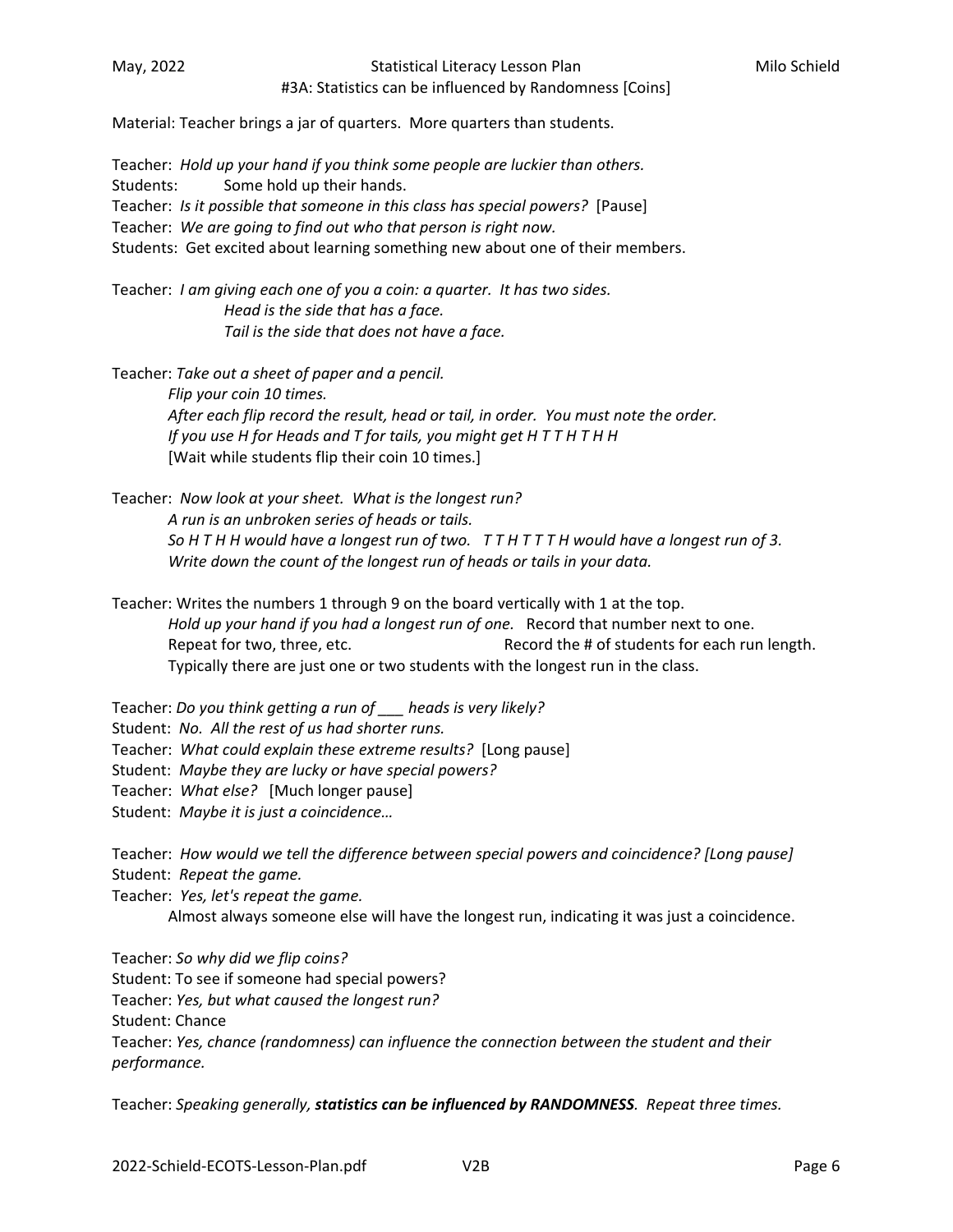#3A: Statistics can be influenced by Randomness [Coins]

Material: Teacher brings a jar of quarters. More quarters than students.

Teacher: *Hold up your hand if you think some people are luckier than others.*
Students: Some hold up their hands.
Teacher: *Is it possible that someone in this class has special powers?* [Pause]
Teacher: *We are going to find out who that person is right now.*
Students: Get excited about learning something new about one of their members.

Teacher: *I am giving each one of you a coin: a quarter. It has two sides.*
*Head is the side that has a face.*
*Tail is the side that does not have a face.*

Teacher: *Take out a sheet of paper and a pencil.*
*Flip your coin 10 times.*
*After each flip record the result, head or tail, in order. You must note the order.*
*If you use H for Heads and T for tails, you might get H T T H T H H*
[Wait while students flip their coin 10 times.]

Teacher: *Now look at your sheet. What is the longest run?*
*A run is an unbroken series of heads or tails.*
*So H T H H would have a longest run of two. T T H T T T H would have a longest run of 3.*
*Write down the count of the longest run of heads or tails in your data.*

Teacher: Writes the numbers 1 through 9 on the board vertically with 1 at the top.
*Hold up your hand if you had a longest run of one.* Record that number next to one.
Repeat for two, three, etc. Record the # of students for each run length.
Typically there are just one or two students with the longest run in the class.

Teacher: *Do you think getting a run of ___ heads is very likely?*
Student: *No. All the rest of us had shorter runs.*
Teacher: *What could explain these extreme results?* [Long pause]
Student: *Maybe they are lucky or have special powers?*
Teacher: *What else?* [Much longer pause]
Student: *Maybe it is just a coincidence…*

Teacher: *How would we tell the difference between special powers and coincidence? [Long pause]*
Student: *Repeat the game.*
Teacher: *Yes, let's repeat the game.*
Almost always someone else will have the longest run, indicating it was just a coincidence.

Teacher: *So why did we flip coins?*
Student: To see if someone had special powers?
Teacher: *Yes, but what caused the longest run?*
Student: Chance
Teacher: *Yes, chance (randomness) can influence the connection between the student and their performance.*

Teacher: *Speaking generally,* ***statistics can be influenced by RANDOMNESS****. Repeat three times.*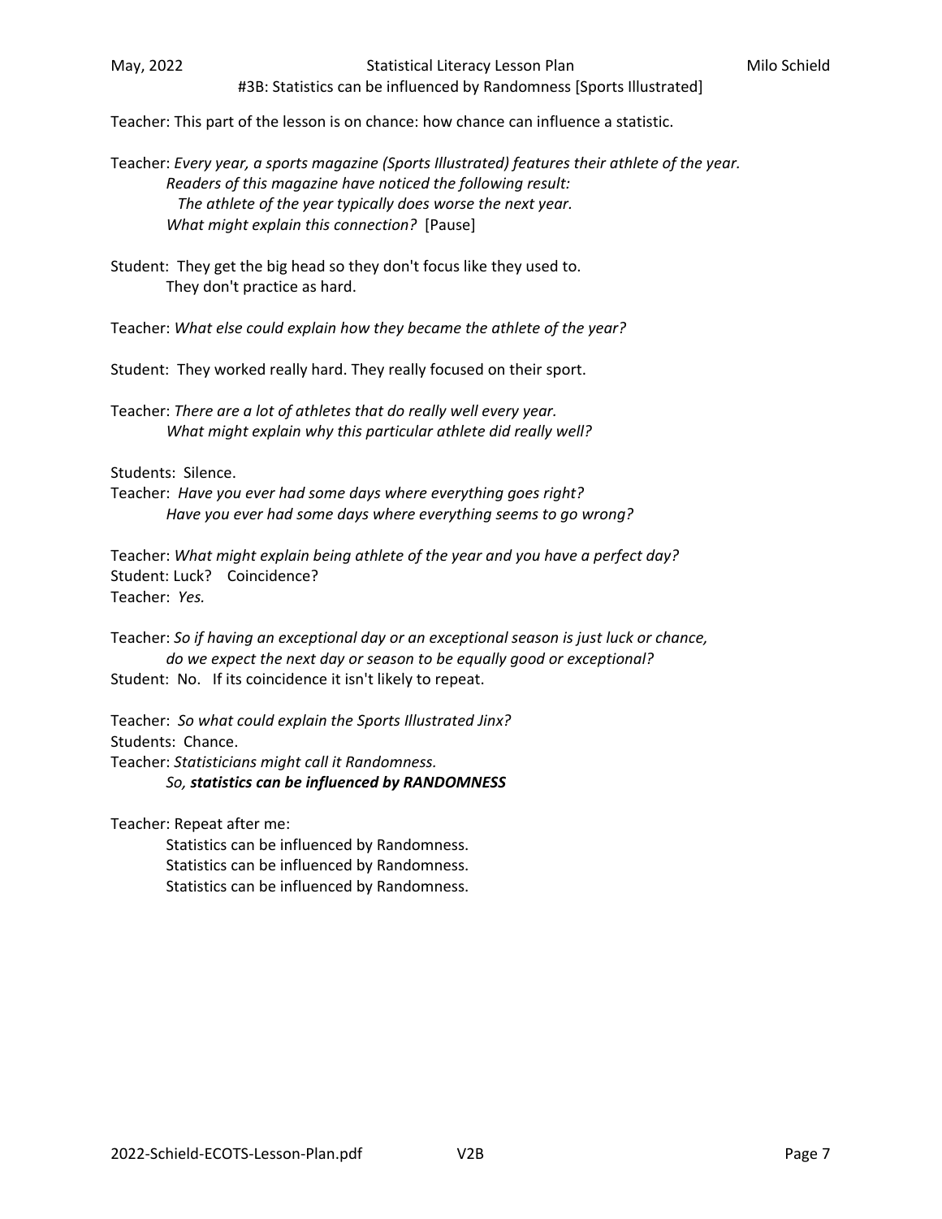#3B: Statistics can be influenced by Randomness [Sports Illustrated]

Teacher: This part of the lesson is on chance: how chance can influence a statistic.

Teacher: *Every year, a sports magazine (Sports Illustrated) features their athlete of the year.*
*Readers of this magazine have noticed the following result:*
*The athlete of the year typically does worse the next year.*
*What might explain this connection?* [Pause]

Student: They get the big head so they don't focus like they used to.
They don't practice as hard.

Teacher: *What else could explain how they became the athlete of the year?*

Student: They worked really hard. They really focused on their sport.

Teacher: *There are a lot of athletes that do really well every year.*
*What might explain why this particular athlete did really well?*

Students: Silence.
Teacher: *Have you ever had some days where everything goes right?*
*Have you ever had some days where everything seems to go wrong?*

Teacher: *What might explain being athlete of the year and you have a perfect day?*
Student: Luck? Coincidence?
Teacher: *Yes.*

Teacher: *So if having an exceptional day or an exceptional season is just luck or chance,*
*do we expect the next day or season to be equally good or exceptional?*
Student: No. If its coincidence it isn't likely to repeat.

Teacher: *So what could explain the Sports Illustrated Jinx?*
Students: Chance.
Teacher: *Statisticians might call it Randomness.*
*So,* ***statistics can be influenced by RANDOMNESS***

Teacher: Repeat after me:
Statistics can be influenced by Randomness.
Statistics can be influenced by Randomness.
Statistics can be influenced by Randomness.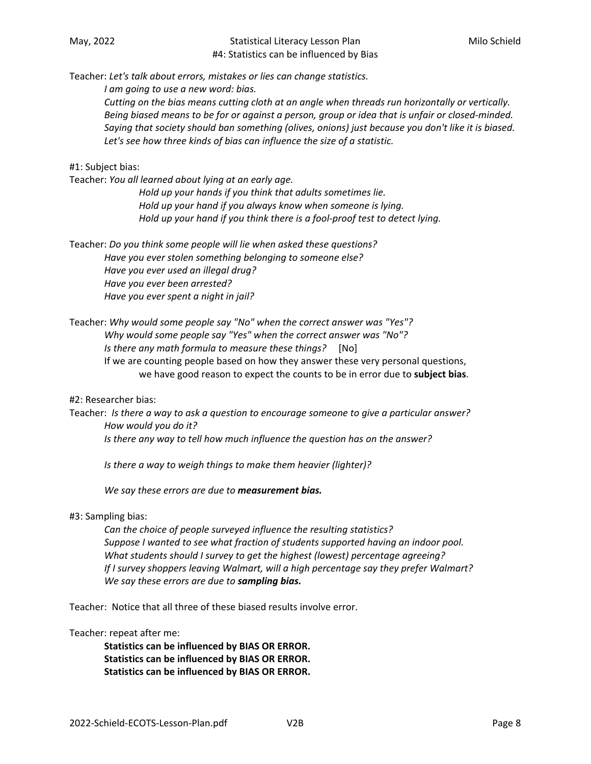Teacher: *Let's talk about errors, mistakes or lies can change statistics.*

*I am going to use a new word: bias.*

*Cutting on the bias means cutting cloth at an angle when threads run horizontally or vertically.*

*Being biased means to be for or against a person, group or idea that is unfair or closed-minded.*

*Saying that society should ban something (olives, onions) just because you don't like it is biased.*

*Let's see how three kinds of bias can influence the size of a statistic.*

#1: Subject bias:

Teacher: *You all learned about lying at an early age.*

*Hold up your hands if you think that adults sometimes lie.*

*Hold up your hand if you always know when someone is lying.*

*Hold up your hand if you think there is a fool-proof test to detect lying.*

Teacher: *Do you think some people will lie when asked these questions?*

*Have you ever stolen something belonging to someone else?*

*Have you ever used an illegal drug?*

*Have you ever been arrested?*

*Have you ever spent a night in jail?*

Teacher: *Why would some people say "No" when the correct answer was "Yes"?*

*Why would some people say "Yes" when the correct answer was "No"?*

*Is there any math formula to measure these things?* [No]

If we are counting people based on how they answer these very personal questions, we have good reason to expect the counts to be in error due to **subject bias**.

#2: Researcher bias:

Teacher: *Is there a way to ask a question to encourage someone to give a particular answer?*

*How would you do it?*

*Is there any way to tell how much influence the question has on the answer?*

*Is there a way to weigh things to make them heavier (lighter)?*

*We say these errors are due to* ***measurement bias.***

#3: Sampling bias:

*Can the choice of people surveyed influence the resulting statistics?*

*Suppose I wanted to see what fraction of students supported having an indoor pool.*

*What students should I survey to get the highest (lowest) percentage agreeing?*

*If I survey shoppers leaving Walmart, will a high percentage say they prefer Walmart?*

*We say these errors are due to* ***sampling bias.***

Teacher: Notice that all three of these biased results involve error.

Teacher: repeat after me:

**Statistics can be influenced by BIAS OR ERROR.**

**Statistics can be influenced by BIAS OR ERROR.**

**Statistics can be influenced by BIAS OR ERROR.**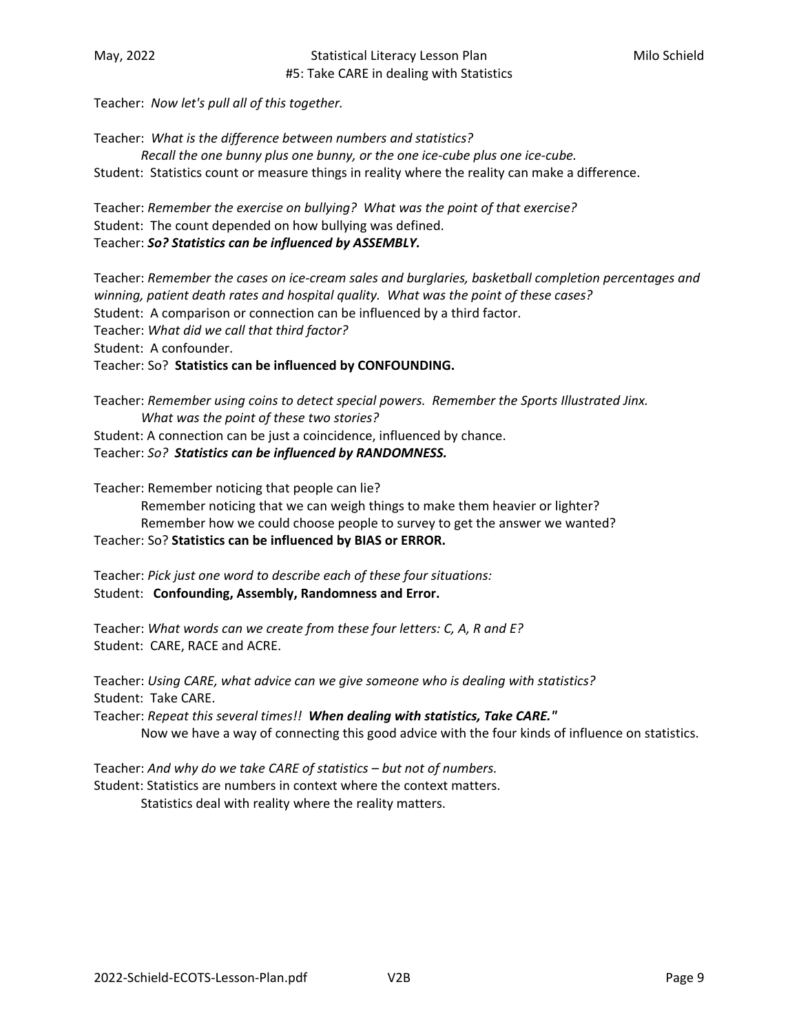Teacher: *Now let's pull all of this together.*

Teacher: *What is the difference between numbers and statistics?*
*Recall the one bunny plus one bunny, or the one ice-cube plus one ice-cube.*
Student: Statistics count or measure things in reality where the reality can make a difference.

Teacher: *Remember the exercise on bullying? What was the point of that exercise?*
Student: The count depended on how bullying was defined.
Teacher: ***So? Statistics can be influenced by ASSEMBLY.***

Teacher: *Remember the cases on ice-cream sales and burglaries, basketball completion percentages and winning, patient death rates and hospital quality. What was the point of these cases?*
Student: A comparison or connection can be influenced by a third factor.
Teacher: *What did we call that third factor?*
Student: A confounder.
Teacher: So? **Statistics can be influenced by CONFOUNDING.**

Teacher: *Remember using coins to detect special powers. Remember the Sports Illustrated Jinx.*
*What was the point of these two stories?*
Student: A connection can be just a coincidence, influenced by chance.
Teacher: *So?* ***Statistics can be influenced by RANDOMNESS.***

Teacher: Remember noticing that people can lie?
Remember noticing that we can weigh things to make them heavier or lighter?
Remember how we could choose people to survey to get the answer we wanted?
Teacher: So? **Statistics can be influenced by BIAS or ERROR.**

Teacher: *Pick just one word to describe each of these four situations:*
Student: **Confounding, Assembly, Randomness and Error.**

Teacher: *What words can we create from these four letters: C, A, R and E?*
Student: CARE, RACE and ACRE.

Teacher: *Using CARE, what advice can we give someone who is dealing with statistics?*
Student: Take CARE.
Teacher: *Repeat this several times!!* ***When dealing with statistics, Take CARE."***
Now we have a way of connecting this good advice with the four kinds of influence on statistics.

Teacher: *And why do we take CARE of statistics – but not of numbers.*
Student: Statistics are numbers in context where the context matters.
Statistics deal with reality where the reality matters.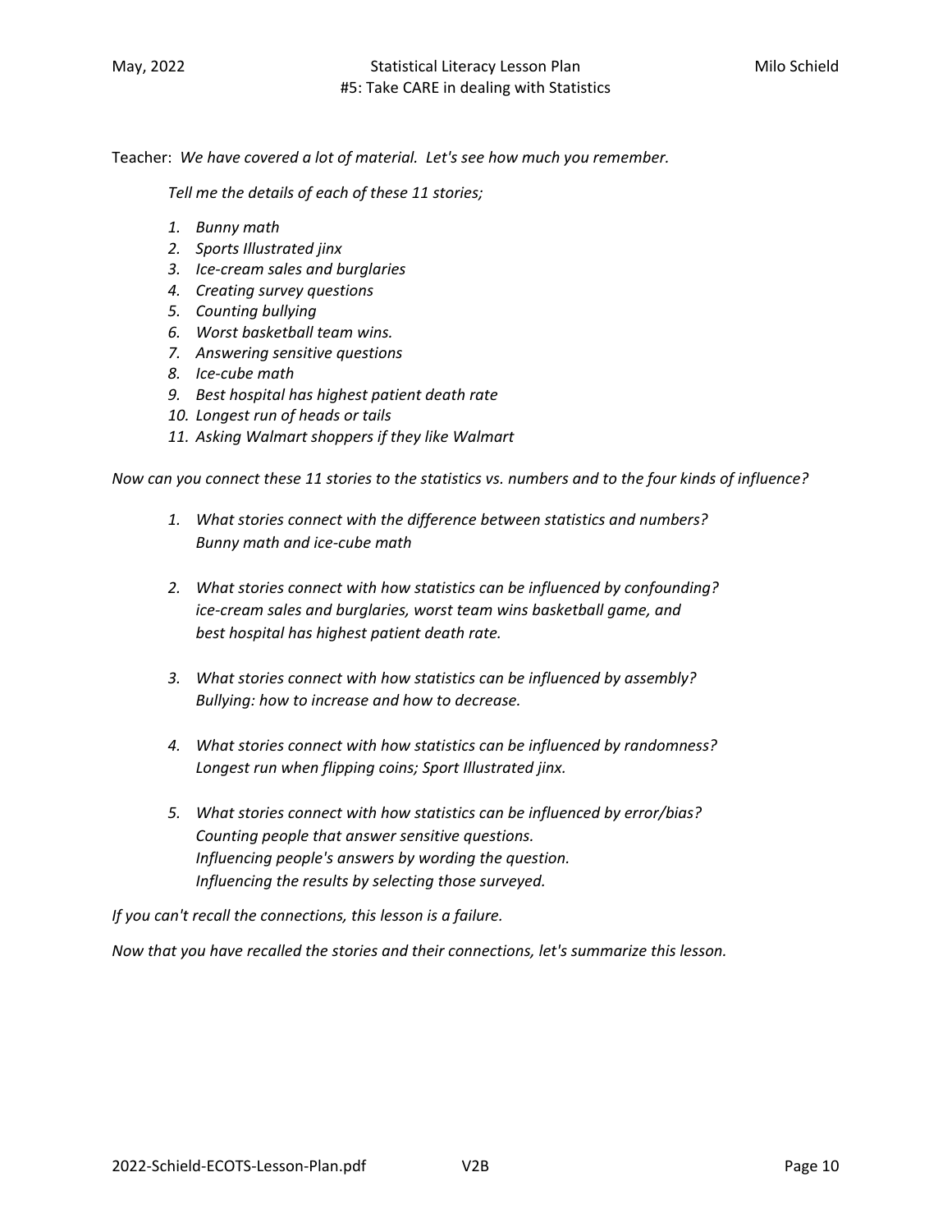Teacher: *We have covered a lot of material. Let's see how much you remember.*

*Tell me the details of each of these 11 stories;*

1. *Bunny math*
2. *Sports Illustrated jinx*
3. *Ice-cream sales and burglaries*
4. *Creating survey questions*
5. *Counting bullying*
6. *Worst basketball team wins.*
7. *Answering sensitive questions*
8. *Ice-cube math*
9. *Best hospital has highest patient death rate*
10. *Longest run of heads or tails*
11. *Asking Walmart shoppers if they like Walmart*

*Now can you connect these 11 stories to the statistics vs. numbers and to the four kinds of influence?*

1. *What stories connect with the difference between statistics and numbers?*
   *Bunny math and ice-cube math*

2. *What stories connect with how statistics can be influenced by confounding?*
   *ice-cream sales and burglaries, worst team wins basketball game, and best hospital has highest patient death rate.*

3. *What stories connect with how statistics can be influenced by assembly?*
   *Bullying: how to increase and how to decrease.*

4. *What stories connect with how statistics can be influenced by randomness?*
   *Longest run when flipping coins; Sport Illustrated jinx.*

5. *What stories connect with how statistics can be influenced by error/bias?*
   *Counting people that answer sensitive questions.*
   *Influencing people's answers by wording the question.*
   *Influencing the results by selecting those surveyed.*

*If you can't recall the connections, this lesson is a failure.*

*Now that you have recalled the stories and their connections, let's summarize this lesson.*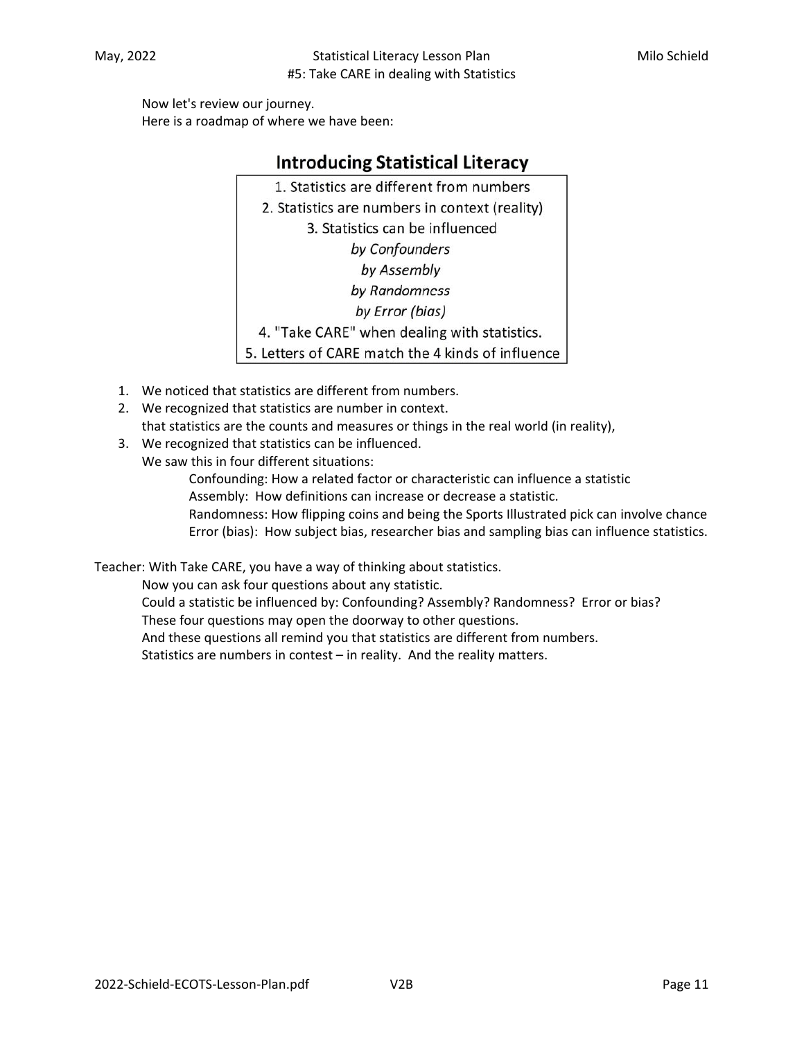Now let's review our journey.
Here is a roadmap of where we have been:

**Introducing Statistical Literacy**

1. Statistics are different from numbers
2. Statistics are numbers in context (reality)
3. Statistics can be influenced
   *by Confounders*
   *by Assembly*
   *by Randomness*
   *by Error (bias)*
4. "Take CARE" when dealing with statistics.
5. Letters of CARE match the 4 kinds of influence

1. We noticed that statistics are different from numbers.
2. We recognized that statistics are number in context.
   that statistics are the counts and measures or things in the real world (in reality),
3. We recognized that statistics can be influenced.
   We saw this in four different situations:
   - Confounding: How a related factor or characteristic can influence a statistic
   - Assembly: How definitions can increase or decrease a statistic.
   - Randomness: How flipping coins and being the Sports Illustrated pick can involve chance
   - Error (bias): How subject bias, researcher bias and sampling bias can influence statistics.

Teacher: With Take CARE, you have a way of thinking about statistics.
Now you can ask four questions about any statistic.
Could a statistic be influenced by: Confounding? Assembly? Randomness? Error or bias?
These four questions may open the doorway to other questions.
And these questions all remind you that statistics are different from numbers.
Statistics are numbers in contest – in reality. And the reality matters.